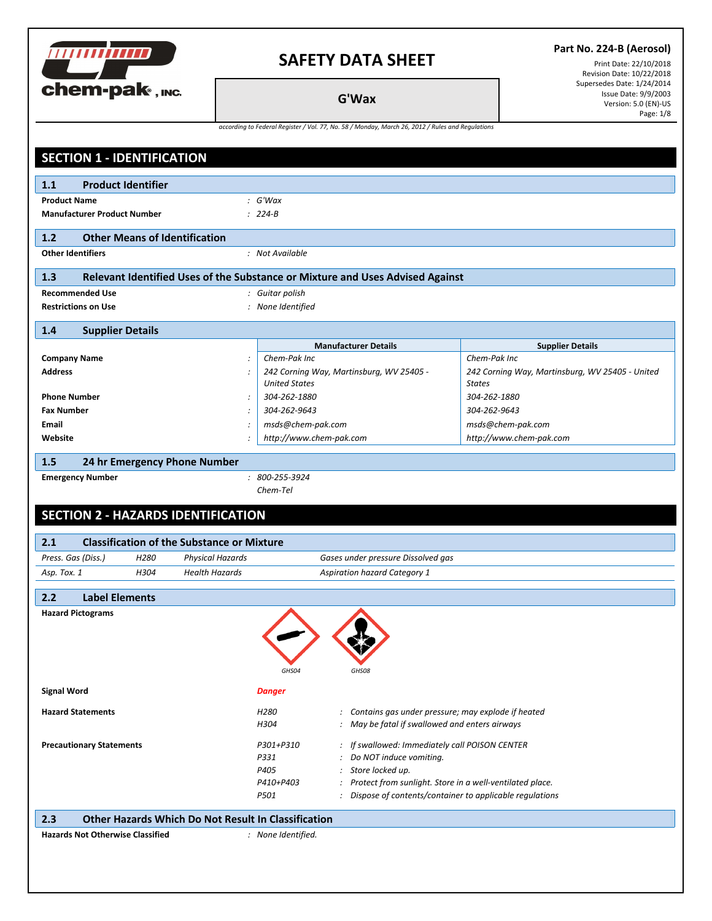# SAFETY DATA SHEET

## G'Wax

**Part No. 224-B (Aerosol)**

Print Date: 22/10/2018
Revision Date: 10/22/2018
Supersedes Date: 1/24/2014
Issue Date: 9/9/2003
Version: 5.0 (EN)-US

*according to Federal Register / Vol. 77, No. 58 / Monday, March 26, 2012 / Rules and Regulations*

## SECTION 1 - IDENTIFICATION

### 1.1 Product Identifier

**Product Name** : *G'Wax*

**Manufacturer Product Number** : *224-B*

### 1.2 Other Means of Identification

**Other Identifiers** : *Not Available*

### 1.3 Relevant Identified Uses of the Substance or Mixture and Uses Advised Against

**Recommended Use** : *Guitar polish*

**Restrictions on Use** : *None Identified*

### 1.4 Supplier Details

| | Manufacturer Details | Supplier Details |
|---|---|---|
| **Company Name** | *Chem-Pak Inc* | *Chem-Pak Inc* |
| **Address** | *242 Corning Way, Martinsburg, WV 25405 - United States* | *242 Corning Way, Martinsburg, WV 25405 - United States* |
| **Phone Number** | *304-262-1880* | *304-262-1880* |
| **Fax Number** | *304-262-9643* | *304-262-9643* |
| **Email** | *msds@chem-pak.com* | *msds@chem-pak.com* |
| **Website** | *http://www.chem-pak.com* | *http://www.chem-pak.com* |

### 1.5 24 hr Emergency Phone Number

**Emergency Number** : *800-255-3924*
*Chem-Tel*

## SECTION 2 - HAZARDS IDENTIFICATION

### 2.1 Classification of the Substance or Mixture

| | | | |
|---|---|---|---|
| *Press. Gas (Diss.)* | *H280* | *Physical Hazards* | *Gases under pressure Dissolved gas* |
| *Asp. Tox. 1* | *H304* | *Health Hazards* | *Aspiration hazard Category 1* |

### 2.2 Label Elements

**Hazard Pictograms**

GHS04 GHS08

**Signal Word** ***Danger***

**Hazard Statements**

| | |
|---|---|
| H280 | *Contains gas under pressure; may explode if heated* |
| H304 | *May be fatal if swallowed and enters airways* |

**Precautionary Statements**

| | |
|---|---|
| P301+P310 | *If swallowed: Immediately call POISON CENTER* |
| P331 | *Do NOT induce vomiting.* |
| P405 | *Store locked up.* |
| P410+P403 | *Protect from sunlight. Store in a well-ventilated place.* |
| P501 | *Dispose of contents/container to applicable regulations* |

### 2.3 Other Hazards Which Do Not Result In Classification

**Hazards Not Otherwise Classified** : *None Identified.*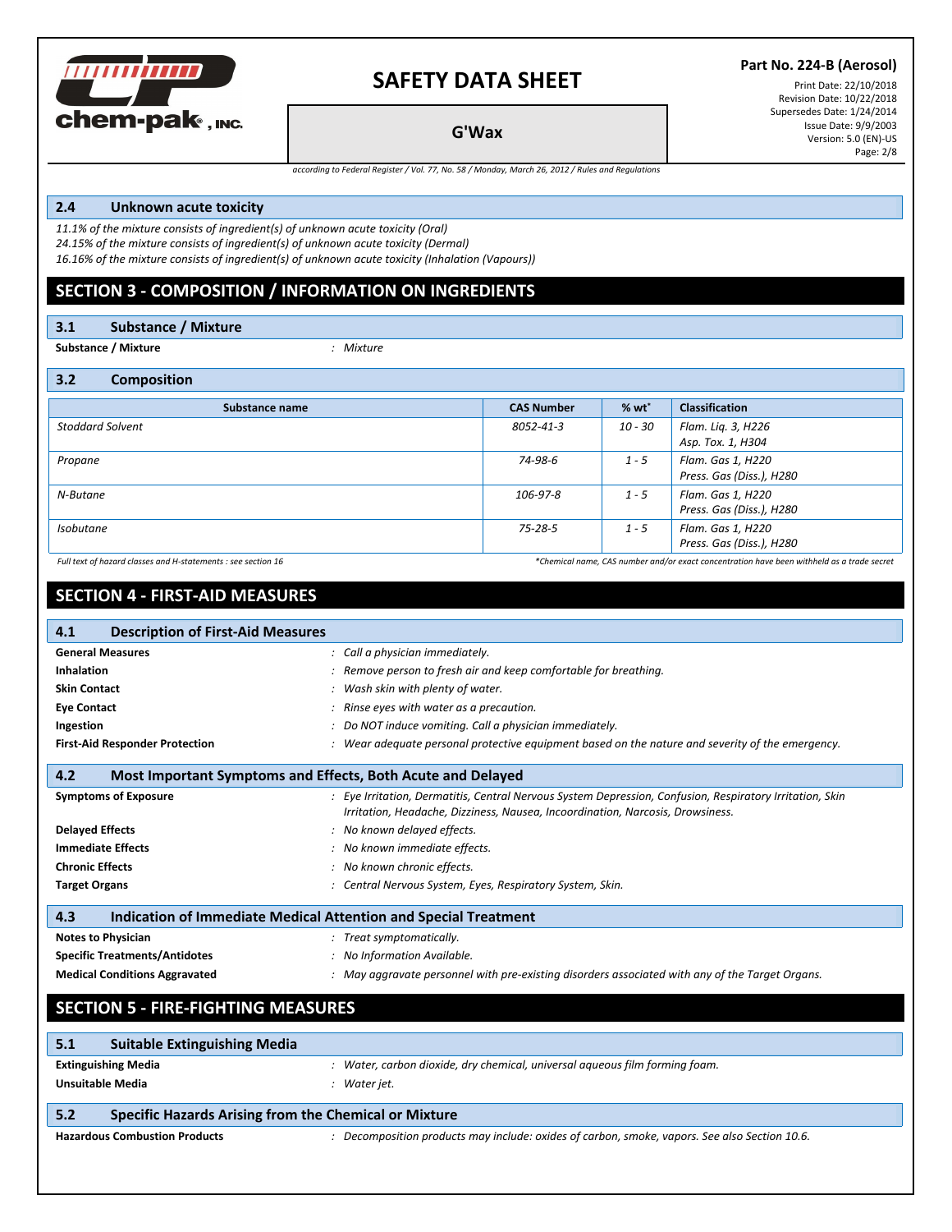### 2.4 Unknown acute toxicity

*11.1% of the mixture consists of ingredient(s) of unknown acute toxicity (Oral)*
*24.15% of the mixture consists of ingredient(s) of unknown acute toxicity (Dermal)*
*16.16% of the mixture consists of ingredient(s) of unknown acute toxicity (Inhalation (Vapours))*

## SECTION 3 - COMPOSITION / INFORMATION ON INGREDIENTS

### 3.1 Substance / Mixture

**Substance / Mixture** : *Mixture*

### 3.2 Composition

| Substance name | CAS Number | % wt* | Classification |
|---|---|---|---|
| *Stoddard Solvent* | *8052-41-3* | *10 - 30* | *Flam. Liq. 3, H226*<br>*Asp. Tox. 1, H304* |
| *Propane* | *74-98-6* | *1 - 5* | *Flam. Gas 1, H220*<br>*Press. Gas (Diss.), H280* |
| *N-Butane* | *106-97-8* | *1 - 5* | *Flam. Gas 1, H220*<br>*Press. Gas (Diss.), H280* |
| *Isobutane* | *75-28-5* | *1 - 5* | *Flam. Gas 1, H220*<br>*Press. Gas (Diss.), H280* |

*Full text of hazard classes and H-statements : see section 16*

**Chemical name, CAS number and/or exact concentration have been withheld as a trade secret*

## SECTION 4 - FIRST-AID MEASURES

### 4.1 Description of First-Aid Measures

**General Measures** : *Call a physician immediately.*
**Inhalation** : *Remove person to fresh air and keep comfortable for breathing.*
**Skin Contact** : *Wash skin with plenty of water.*
**Eye Contact** : *Rinse eyes with water as a precaution.*
**Ingestion** : *Do NOT induce vomiting. Call a physician immediately.*
**First-Aid Responder Protection** : *Wear adequate personal protective equipment based on the nature and severity of the emergency.*

### 4.2 Most Important Symptoms and Effects, Both Acute and Delayed

**Symptoms of Exposure** : *Eye Irritation, Dermatitis, Central Nervous System Depression, Confusion, Respiratory Irritation, Skin Irritation, Headache, Dizziness, Nausea, Incoordination, Narcosis, Drowsiness.*
**Delayed Effects** : *No known delayed effects.*
**Immediate Effects** : *No known immediate effects.*
**Chronic Effects** : *No known chronic effects.*
**Target Organs** : *Central Nervous System, Eyes, Respiratory System, Skin.*

### 4.3 Indication of Immediate Medical Attention and Special Treatment

**Notes to Physician** : *Treat symptomatically.*
**Specific Treatments/Antidotes** : *No Information Available.*
**Medical Conditions Aggravated** : *May aggravate personnel with pre-existing disorders associated with any of the Target Organs.*

## SECTION 5 - FIRE-FIGHTING MEASURES

### 5.1 Suitable Extinguishing Media

**Extinguishing Media** : *Water, carbon dioxide, dry chemical, universal aqueous film forming foam.*
**Unsuitable Media** : *Water jet.*

### 5.2 Specific Hazards Arising from the Chemical or Mixture

**Hazardous Combustion Products** : *Decomposition products may include: oxides of carbon, smoke, vapors. See also Section 10.6.*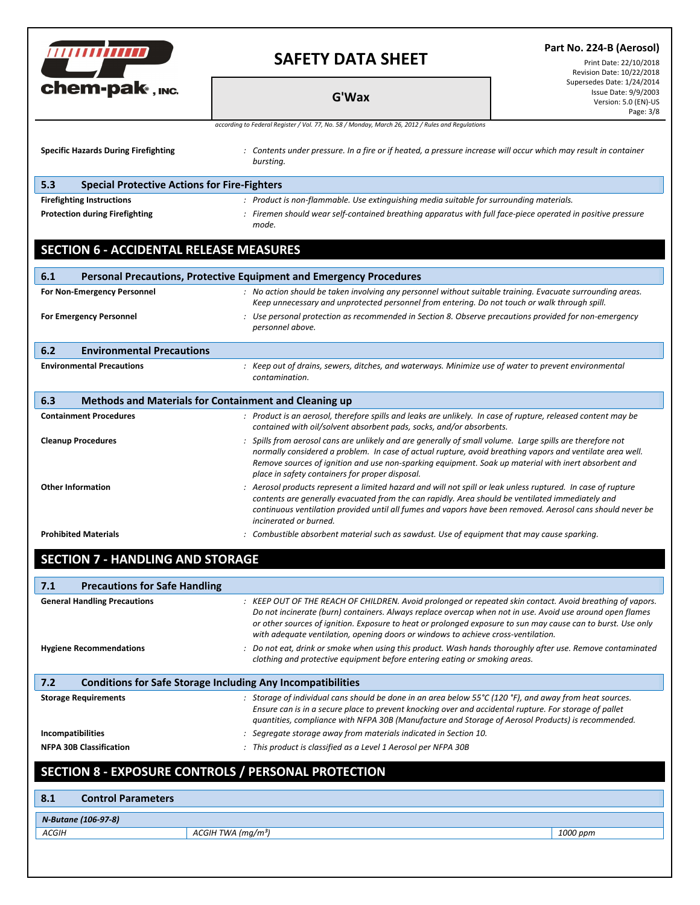**Specific Hazards During Firefighting** : *Contents under pressure. In a fire or if heated, a pressure increase will occur which may result in container bursting.*

### 5.3 Special Protective Actions for Fire-Fighters

**Firefighting Instructions** : *Product is non-flammable. Use extinguishing media suitable for surrounding materials.*

**Protection during Firefighting** : *Firemen should wear self-contained breathing apparatus with full face-piece operated in positive pressure mode.*

## SECTION 6 - ACCIDENTAL RELEASE MEASURES

### 6.1 Personal Precautions, Protective Equipment and Emergency Procedures

**For Non-Emergency Personnel** : *No action should be taken involving any personnel without suitable training. Evacuate surrounding areas. Keep unnecessary and unprotected personnel from entering. Do not touch or walk through spill.*

**For Emergency Personnel** : *Use personal protection as recommended in Section 8. Observe precautions provided for non-emergency personnel above.*

### 6.2 Environmental Precautions

**Environmental Precautions** : *Keep out of drains, sewers, ditches, and waterways. Minimize use of water to prevent environmental contamination.*

### 6.3 Methods and Materials for Containment and Cleaning up

**Containment Procedures** : *Product is an aerosol, therefore spills and leaks are unlikely. In case of rupture, released content may be contained with oil/solvent absorbent pads, socks, and/or absorbents.*

**Cleanup Procedures** : *Spills from aerosol cans are unlikely and are generally of small volume. Large spills are therefore not normally considered a problem. In case of actual rupture, avoid breathing vapors and ventilate area well. Remove sources of ignition and use non-sparking equipment. Soak up material with inert absorbent and place in safety containers for proper disposal.*

**Other Information** : *Aerosol products represent a limited hazard and will not spill or leak unless ruptured. In case of rupture contents are generally evacuated from the can rapidly. Area should be ventilated immediately and continuous ventilation provided until all fumes and vapors have been removed. Aerosol cans should never be incinerated or burned.*

**Prohibited Materials** : *Combustible absorbent material such as sawdust. Use of equipment that may cause sparking.*

## SECTION 7 - HANDLING AND STORAGE

### 7.1 Precautions for Safe Handling

**General Handling Precautions** : *KEEP OUT OF THE REACH OF CHILDREN. Avoid prolonged or repeated skin contact. Avoid breathing of vapors. Do not incinerate (burn) containers. Always replace overcap when not in use. Avoid use around open flames or other sources of ignition. Exposure to heat or prolonged exposure to sun may cause can to burst. Use only with adequate ventilation, opening doors or windows to achieve cross-ventilation.*

**Hygiene Recommendations** : *Do not eat, drink or smoke when using this product. Wash hands thoroughly after use. Remove contaminated clothing and protective equipment before entering eating or smoking areas.*

### 7.2 Conditions for Safe Storage Including Any Incompatibilities

**Storage Requirements** : *Storage of individual cans should be done in an area below 55°C (120 °F), and away from heat sources. Ensure can is in a secure place to prevent knocking over and accidental rupture. For storage of pallet quantities, compliance with NFPA 30B (Manufacture and Storage of Aerosol Products) is recommended.*

**Incompatibilities** : *Segregate storage away from materials indicated in Section 10.*

**NFPA 30B Classification** : *This product is classified as a Level 1 Aerosol per NFPA 30B*

## SECTION 8 - EXPOSURE CONTROLS / PERSONAL PROTECTION

### 8.1 Control Parameters

| *N-Butane (106-97-8)* | | |
|---|---|---|
| *ACGIH* | *ACGIH TWA (mg/m³)* | *1000 ppm* |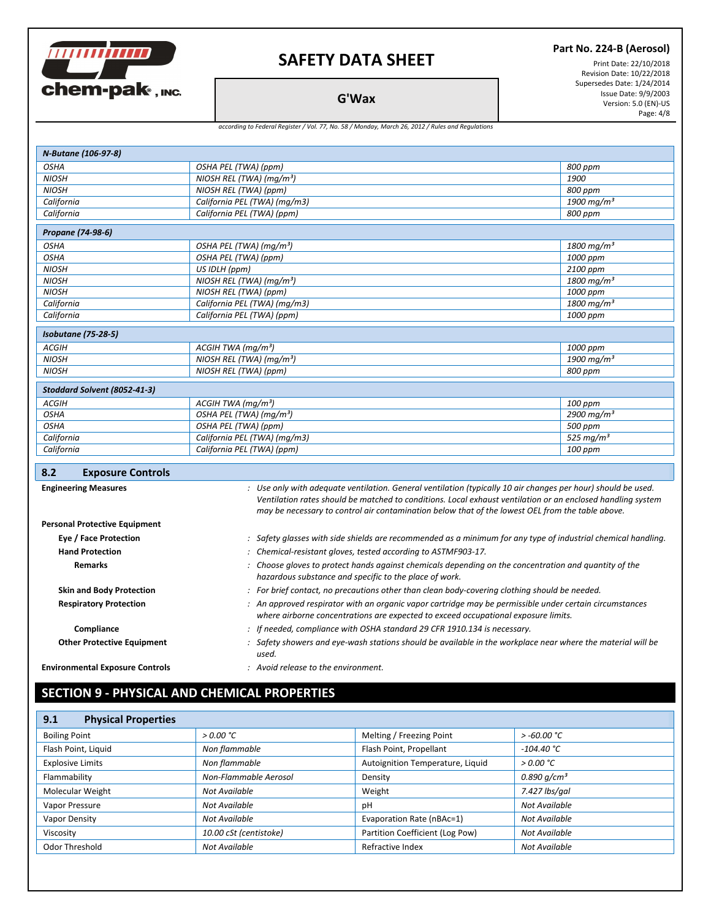| N-Butane (106-97-8) | | |
|---|---|---|
| OSHA | OSHA PEL (TWA) (ppm) | 800 ppm |
| NIOSH | NIOSH REL (TWA) (mg/m³) | 1900 |
| NIOSH | NIOSH REL (TWA) (ppm) | 800 ppm |
| California | California PEL (TWA) (mg/m3) | 1900 mg/m³ |
| California | California PEL (TWA) (ppm) | 800 ppm |

| Propane (74-98-6) | | |
|---|---|---|
| OSHA | OSHA PEL (TWA) (mg/m³) | 1800 mg/m³ |
| OSHA | OSHA PEL (TWA) (ppm) | 1000 ppm |
| NIOSH | US IDLH (ppm) | 2100 ppm |
| NIOSH | NIOSH REL (TWA) (mg/m³) | 1800 mg/m³ |
| NIOSH | NIOSH REL (TWA) (ppm) | 1000 ppm |
| California | California PEL (TWA) (mg/m3) | 1800 mg/m³ |
| California | California PEL (TWA) (ppm) | 1000 ppm |

| Isobutane (75-28-5) | | |
|---|---|---|
| ACGIH | ACGIH TWA (mg/m³) | 1000 ppm |
| NIOSH | NIOSH REL (TWA) (mg/m³) | 1900 mg/m³ |
| NIOSH | NIOSH REL (TWA) (ppm) | 800 ppm |

| Stoddard Solvent (8052-41-3) | | |
|---|---|---|
| ACGIH | ACGIH TWA (mg/m³) | 100 ppm |
| OSHA | OSHA PEL (TWA) (mg/m³) | 2900 mg/m³ |
| OSHA | OSHA PEL (TWA) (ppm) | 500 ppm |
| California | California PEL (TWA) (mg/m3) | 525 mg/m³ |
| California | California PEL (TWA) (ppm) | 100 ppm |

## 8.2 Exposure Controls

**Engineering Measures** : *Use only with adequate ventilation. General ventilation (typically 10 air changes per hour) should be used. Ventilation rates should be matched to conditions. Local exhaust ventilation or an enclosed handling system may be necessary to control air contamination below that of the lowest OEL from the table above.*

**Personal Protective Equipment**

**Eye / Face Protection** : *Safety glasses with side shields are recommended as a minimum for any type of industrial chemical handling.*

**Hand Protection** : *Chemical-resistant gloves, tested according to ASTMF903-17.*

**Remarks** : *Choose gloves to protect hands against chemicals depending on the concentration and quantity of the hazardous substance and specific to the place of work.*

**Skin and Body Protection** : *For brief contact, no precautions other than clean body-covering clothing should be needed.*

**Respiratory Protection** : *An approved respirator with an organic vapor cartridge may be permissible under certain circumstances where airborne concentrations are expected to exceed occupational exposure limits.*

**Compliance** : *If needed, compliance with OSHA standard 29 CFR 1910.134 is necessary.*

**Other Protective Equipment** : *Safety showers and eye-wash stations should be available in the workplace near where the material will be used.*

**Environmental Exposure Controls** : *Avoid release to the environment.*

# SECTION 9 - PHYSICAL AND CHEMICAL PROPERTIES

## 9.1 Physical Properties

| | | | |
|---|---|---|---|
| Boiling Point | > 0.00 °C | Melting / Freezing Point | > -60.00 °C |
| Flash Point, Liquid | Non flammable | Flash Point, Propellant | -104.40 °C |
| Explosive Limits | Non flammable | Autoignition Temperature, Liquid | > 0.00 °C |
| Flammability | Non-Flammable Aerosol | Density | 0.890 g/cm³ |
| Molecular Weight | Not Available | Weight | 7.427 lbs/gal |
| Vapor Pressure | Not Available | pH | Not Available |
| Vapor Density | Not Available | Evaporation Rate (nBAc=1) | Not Available |
| Viscosity | 10.00 cSt (centistoke) | Partition Coefficient (Log Pow) | Not Available |
| Odor Threshold | Not Available | Refractive Index | Not Available |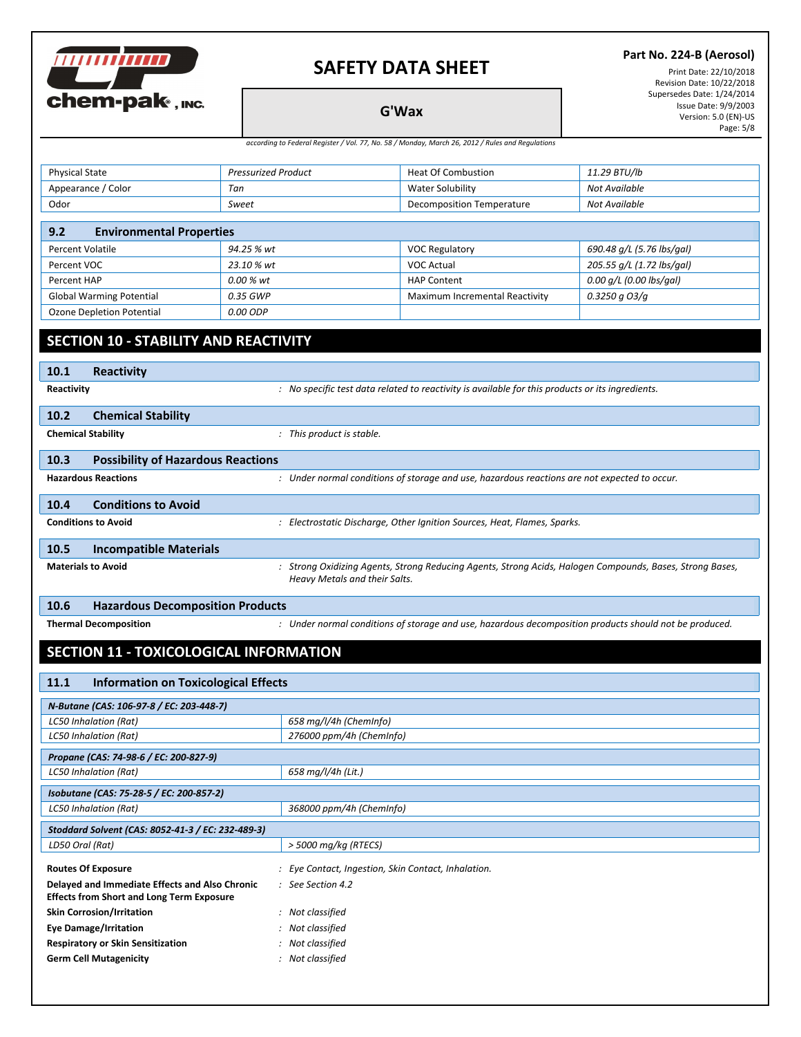| Physical State | Pressurized Product | Heat Of Combustion | 11.29 BTU/lb |
|---|---|---|---|
| Appearance / Color | Tan | Water Solubility | Not Available |
| Odor | Sweet | Decomposition Temperature | Not Available |

### 9.2 Environmental Properties

| Percent Volatile | 94.25 % wt | VOC Regulatory | 690.48 g/L (5.76 lbs/gal) |
|---|---|---|---|
| Percent VOC | 23.10 % wt | VOC Actual | 205.55 g/L (1.72 lbs/gal) |
| Percent HAP | 0.00 % wt | HAP Content | 0.00 g/L (0.00 lbs/gal) |
| Global Warming Potential | 0.35 GWP | Maximum Incremental Reactivity | 0.3250 g O3/g |
| Ozone Depletion Potential | 0.00 ODP | | |

## SECTION 10 - STABILITY AND REACTIVITY

### 10.1 Reactivity

**Reactivity** : *No specific test data related to reactivity is available for this products or its ingredients.*

### 10.2 Chemical Stability

**Chemical Stability** : *This product is stable.*

### 10.3 Possibility of Hazardous Reactions

**Hazardous Reactions** : *Under normal conditions of storage and use, hazardous reactions are not expected to occur.*

### 10.4 Conditions to Avoid

**Conditions to Avoid** : *Electrostatic Discharge, Other Ignition Sources, Heat, Flames, Sparks.*

### 10.5 Incompatible Materials

**Materials to Avoid** : *Strong Oxidizing Agents, Strong Reducing Agents, Strong Acids, Halogen Compounds, Bases, Strong Bases, Heavy Metals and their Salts.*

### 10.6 Hazardous Decomposition Products

**Thermal Decomposition** : *Under normal conditions of storage and use, hazardous decomposition products should not be produced.*

## SECTION 11 - TOXICOLOGICAL INFORMATION

### 11.1 Information on Toxicological Effects

| *N-Butane (CAS: 106-97-8 / EC: 203-448-7)* | |
|---|---|
| LC50 Inhalation (Rat) | 658 mg/l/4h (ChemInfo) |
| LC50 Inhalation (Rat) | 276000 ppm/4h (ChemInfo) |

| *Propane (CAS: 74-98-6 / EC: 200-827-9)* | |
|---|---|
| LC50 Inhalation (Rat) | 658 mg/l/4h (Lit.) |

| *Isobutane (CAS: 75-28-5 / EC: 200-857-2)* | |
|---|---|
| LC50 Inhalation (Rat) | 368000 ppm/4h (ChemInfo) |

| *Stoddard Solvent (CAS: 8052-41-3 / EC: 232-489-3)* | |
|---|---|
| LD50 Oral (Rat) | > 5000 mg/kg (RTECS) |

**Routes Of Exposure** : *Eye Contact, Ingestion, Skin Contact, Inhalation.*

**Delayed and Immediate Effects and Also Chronic Effects from Short and Long Term Exposure** : *See Section 4.2*

**Skin Corrosion/Irritation** : *Not classified*

**Eye Damage/Irritation** : *Not classified*

**Respiratory or Skin Sensitization** : *Not classified*

**Germ Cell Mutagenicity** : *Not classified*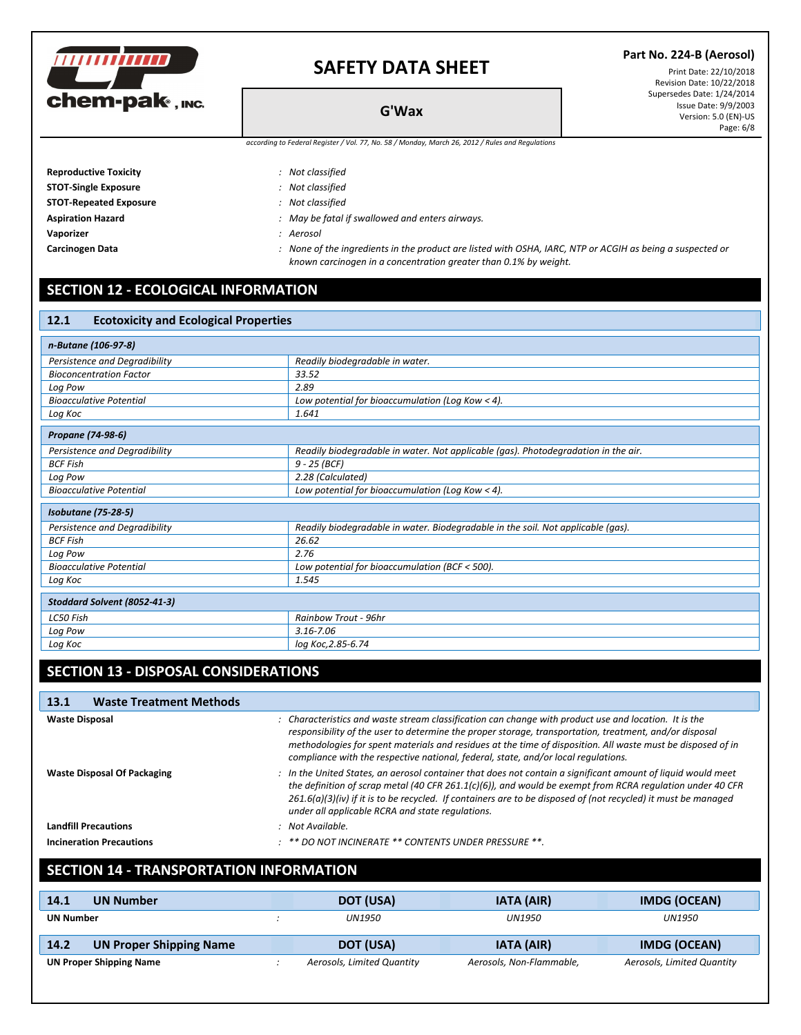| | |
|---|---|
| **Reproductive Toxicity** | : *Not classified* |
| **STOT-Single Exposure** | : *Not classified* |
| **STOT-Repeated Exposure** | : *Not classified* |
| **Aspiration Hazard** | : *May be fatal if swallowed and enters airways.* |
| **Vaporizer** | : *Aerosol* |
| **Carcinogen Data** | : *None of the ingredients in the product are listed with OSHA, IARC, NTP or ACGIH as being a suspected or known carcinogen in a concentration greater than 0.1% by weight.* |

## SECTION 12 - ECOLOGICAL INFORMATION

### 12.1 Ecotoxicity and Ecological Properties

| ***n-Butane (106-97-8)*** | |
|---|---|
| *Persistence and Degradibility* | *Readily biodegradable in water.* |
| *Bioconcentration Factor* | *33.52* |
| *Log Pow* | *2.89* |
| *Bioacculative Potential* | *Low potential for bioaccumulation (Log Kow < 4).* |
| *Log Koc* | *1.641* |

| ***Propane (74-98-6)*** | |
|---|---|
| *Persistence and Degradibility* | *Readily biodegradable in water. Not applicable (gas). Photodegradation in the air.* |
| *BCF Fish* | *9 - 25 (BCF)* |
| *Log Pow* | *2.28 (Calculated)* |
| *Bioacculative Potential* | *Low potential for bioaccumulation (Log Kow < 4).* |

| ***Isobutane (75-28-5)*** | |
|---|---|
| *Persistence and Degradibility* | *Readily biodegradable in water. Biodegradable in the soil. Not applicable (gas).* |
| *BCF Fish* | *26.62* |
| *Log Pow* | *2.76* |
| *Bioacculative Potential* | *Low potential for bioaccumulation (BCF < 500).* |
| *Log Koc* | *1.545* |

| ***Stoddard Solvent (8052-41-3)*** | |
|---|---|
| *LC50 Fish* | *Rainbow Trout - 96hr* |
| *Log Pow* | *3.16-7.06* |
| *Log Koc* | *log Koc,2.85-6.74* |

## SECTION 13 - DISPOSAL CONSIDERATIONS

### 13.1 Waste Treatment Methods

| | |
|---|---|
| **Waste Disposal** | : *Characteristics and waste stream classification can change with product use and location. It is the responsibility of the user to determine the proper storage, transportation, treatment, and/or disposal methodologies for spent materials and residues at the time of disposition. All waste must be disposed of in compliance with the respective national, federal, state, and/or local regulations.* |
| **Waste Disposal Of Packaging** | : *In the United States, an aerosol container that does not contain a significant amount of liquid would meet the definition of scrap metal (40 CFR 261.1(c)(6)), and would be exempt from RCRA regulation under 40 CFR 261.6(a)(3)(iv) if it is to be recycled. If containers are to be disposed of (not recycled) it must be managed under all applicable RCRA and state regulations.* |
| **Landfill Precautions** | : *Not Available.* |
| **Incineration Precautions** | : *\*\* DO NOT INCINERATE \*\* CONTENTS UNDER PRESSURE \*\*.* |

## SECTION 14 - TRANSPORTATION INFORMATION

| **14.1 UN Number** | | **DOT (USA)** | **IATA (AIR)** | **IMDG (OCEAN)** |
|---|---|---|---|---|
| **UN Number** | : | *UN1950* | *UN1950* | *UN1950* |

| **14.2 UN Proper Shipping Name** | | **DOT (USA)** | **IATA (AIR)** | **IMDG (OCEAN)** |
|---|---|---|---|---|
| **UN Proper Shipping Name** | : | *Aerosols, Limited Quantity* | *Aerosols, Non-Flammable,* | *Aerosols, Limited Quantity* |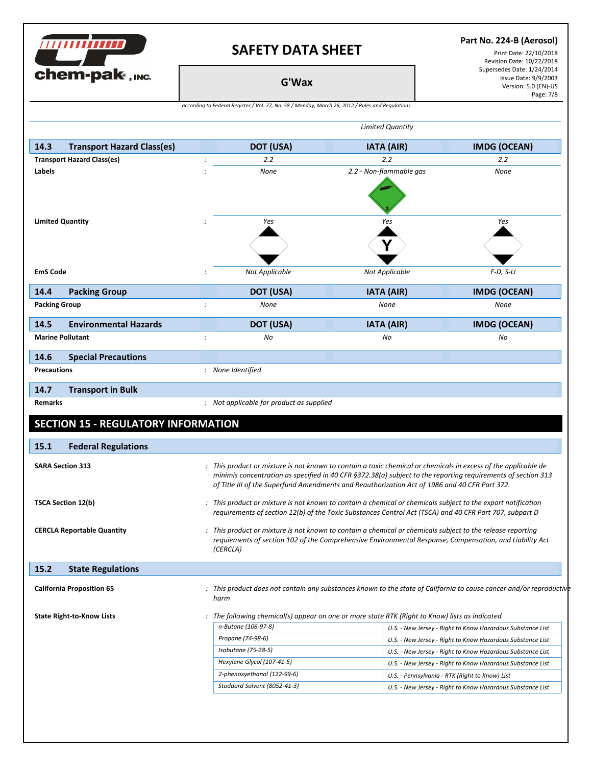Limited Quantity

| 14.3 Transport Hazard Class(es) | | DOT (USA) | IATA (AIR) | IMDG (OCEAN) |
|---|---|---|---|---|
| Transport Hazard Class(es) | : | 2.2 | 2.2 | 2.2 |
| Labels | : | None | 2.2 - Non-flammable gas | None |
| Limited Quantity | : | Yes | Yes | Yes |
| EmS Code | : | Not Applicable | Not Applicable | F-D, S-U |

| 14.4 Packing Group | | DOT (USA) | IATA (AIR) | IMDG (OCEAN) |
|---|---|---|---|---|
| Packing Group | : | None | None | None |

| 14.5 Environmental Hazards | | DOT (USA) | IATA (AIR) | IMDG (OCEAN) |
|---|---|---|---|---|
| Marine Pollutant | : | No | No | No |

## 14.6 Special Precautions

**Precautions** : *None Identified*

## 14.7 Transport in Bulk

**Remarks** : *Not applicable for product as supplied*

# SECTION 15 - REGULATORY INFORMATION

## 15.1 Federal Regulations

**SARA Section 313** : *This product or mixture is not known to contain a toxic chemical or chemicals in excess of the applicable de minimis concentration as specified in 40 CFR §372.38(a) subject to the reporting requirements of section 313 of Title III of the Superfund Amendments and Reauthorization Act of 1986 and 40 CFR Part 372.*

**TSCA Section 12(b)** : *This product or mixture is not known to contain a chemical or chemicals subject to the export notification requirements of section 12(b) of the Toxic Substances Control Act (TSCA) and 40 CFR Part 707, subpart D*

**CERCLA Reportable Quantity** : *This product or mixture is not known to contain a chemical or chemicals subject to the release reporting requiements of section 102 of the Comprehensive Environmental Response, Compensation, and Liability Act (CERCLA)*

## 15.2 State Regulations

**California Proposition 65** : *This product does not contain any substances known to the state of California to cause cancer and/or reproductive harm*

**State Right-to-Know Lists** : *The following chemical(s) appear on one or more state RTK (Right to Know) lists as indicated*

| Chemical | List |
|---|---|
| n-Butane (106-97-8) | U.S. - New Jersey - Right to Know Hazardous Substance List |
| Propane (74-98-6) | U.S. - New Jersey - Right to Know Hazardous Substance List |
| Isobutane (75-28-5) | U.S. - New Jersey - Right to Know Hazardous Substance List |
| Hexylene Glycol (107-41-5) | U.S. - New Jersey - Right to Know Hazardous Substance List |
| 2-phenoxyethanol (122-99-6) | U.S. - Pennsylvania - RTK (Right to Know) List |
| Stoddard Solvent (8052-41-3) | U.S. - New Jersey - Right to Know Hazardous Substance List |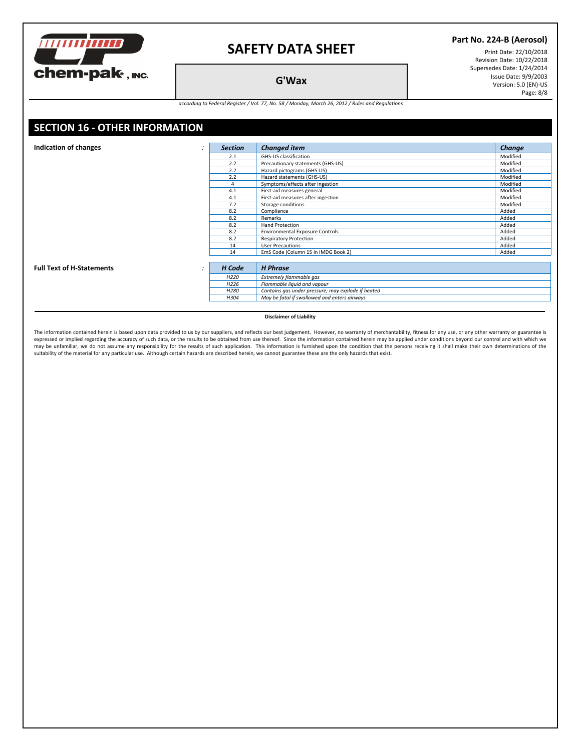## SECTION 16 - OTHER INFORMATION

**Indication of changes** :

| Section | Changed item | Change |
|---|---|---|
| 2.1 | GHS-US classification | Modified |
| 2.2 | Precautionary statements (GHS-US) | Modified |
| 2.2 | Hazard pictograms (GHS-US) | Modified |
| 2.2 | Hazard statements (GHS-US) | Modified |
| 4 | Symptoms/effects after ingestion | Modified |
| 4.1 | First-aid measures general | Modified |
| 4.1 | First-aid measures after ingestion | Modified |
| 7.2 | Storage conditions | Modified |
| 8.2 | Compliance | Added |
| 8.2 | Remarks | Added |
| 8.2 | Hand Protection | Added |
| 8.2 | Environmental Exposure Controls | Added |
| 8.2 | Respiratory Protection | Added |
| 14 | User Precautions | Added |
| 14 | EmS Code (Column 15 in IMDG Book 2) | Added |

**Full Text of H-Statements** :

| H Code | H Phrase |
|---|---|
| *H220* | *Extremely flammable gas* |
| *H226* | *Flammable liquid and vapour* |
| *H280* | *Contains gas under pressure; may explode if heated* |
| *H304* | *May be fatal if swallowed and enters airways* |

**Disclaimer of Liability**

The information contained herein is based upon data provided to us by our suppliers, and reflects our best judgement. However, no warranty of merchantability, fitness for any use, or any other warranty or guarantee is expressed or implied regarding the accuracy of such data, or the results to be obtained from use thereof. Since the information contained herein may be applied under conditions beyond our control and with which we may be unfamiliar, we do not assume any responsibility for the results of such application. This information is furnished upon the condition that the persons receiving it shall make their own determinations of the suitability of the material for any particular use. Although certain hazards are described herein, we cannot guarantee these are the only hazards that exist.